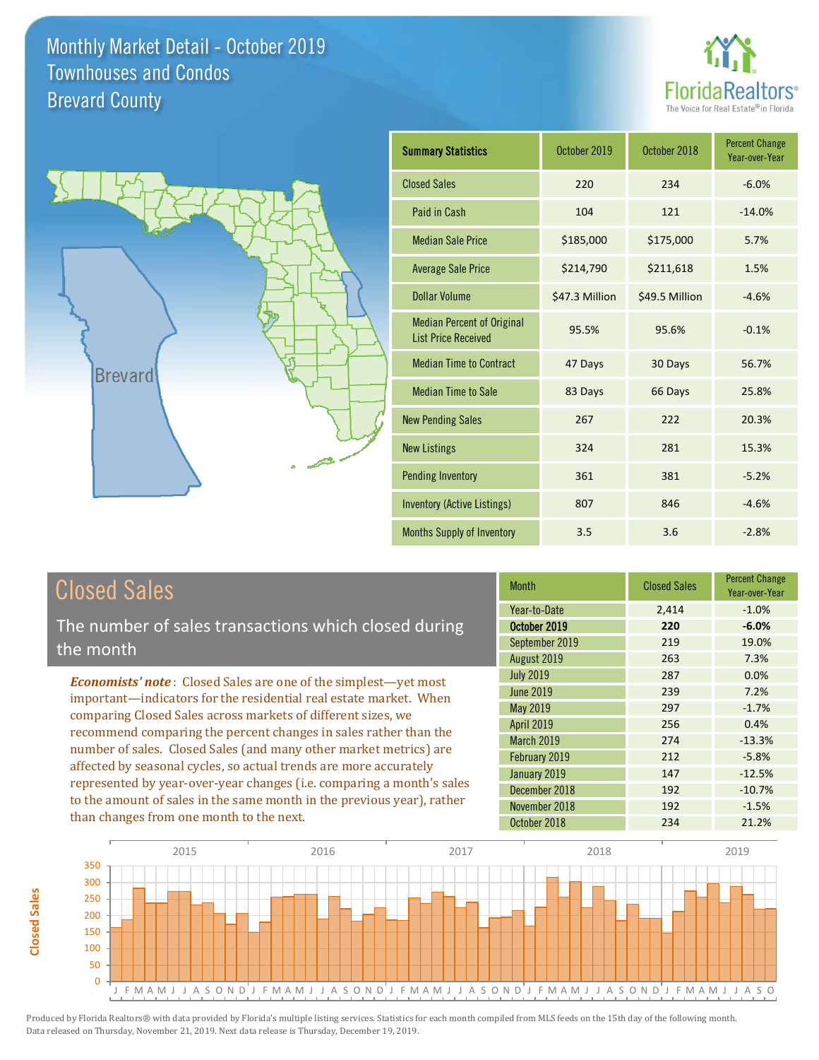# Monthly Market Detail - October 2019
## Townhouses and Condos
## Brevard County

FloridaRealtors® The Voice for Real Estate® in Florida

| Summary Statistics | October 2019 | October 2018 | Percent Change Year-over-Year |
|---|---|---|---|
| Closed Sales | 220 | 234 | -6.0% |
| Paid in Cash | 104 | 121 | -14.0% |
| Median Sale Price | $185,000 | $175,000 | 5.7% |
| Average Sale Price | $214,790 | $211,618 | 1.5% |
| Dollar Volume | $47.3 Million | $49.5 Million | -4.6% |
| Median Percent of Original List Price Received | 95.5% | 95.6% | -0.1% |
| Median Time to Contract | 47 Days | 30 Days | 56.7% |
| Median Time to Sale | 83 Days | 66 Days | 25.8% |
| New Pending Sales | 267 | 222 | 20.3% |
| New Listings | 324 | 281 | 15.3% |
| Pending Inventory | 361 | 381 | -5.2% |
| Inventory (Active Listings) | 807 | 846 | -4.6% |
| Months Supply of Inventory | 3.5 | 3.6 | -2.8% |

## Closed Sales

The number of sales transactions which closed during the month

*Economists' note*: Closed Sales are one of the simplest—yet most important—indicators for the residential real estate market. When comparing Closed Sales across markets of different sizes, we recommend comparing the percent changes in sales rather than the number of sales. Closed Sales (and many other market metrics) are affected by seasonal cycles, so actual trends are more accurately represented by year-over-year changes (i.e. comparing a month's sales to the amount of sales in the same month in the previous year), rather than changes from one month to the next.

| Month | Closed Sales | Percent Change Year-over-Year |
|---|---|---|
| Year-to-Date | 2,414 | -1.0% |
| **October 2019** | **220** | **-6.0%** |
| September 2019 | 219 | 19.0% |
| August 2019 | 263 | 7.3% |
| July 2019 | 287 | 0.0% |
| June 2019 | 239 | 7.2% |
| May 2019 | 297 | -1.7% |
| April 2019 | 256 | 0.4% |
| March 2019 | 274 | -13.3% |
| February 2019 | 212 | -5.8% |
| January 2019 | 147 | -12.5% |
| December 2018 | 192 | -10.7% |
| November 2018 | 192 | -1.5% |
| October 2018 | 234 | 21.2% |

Produced by Florida Realtors® with data provided by Florida's multiple listing services. Statistics for each month compiled from MLS feeds on the 15th day of the following month. Data released on Thursday, November 21, 2019. Next data release is Thursday, December 19, 2019.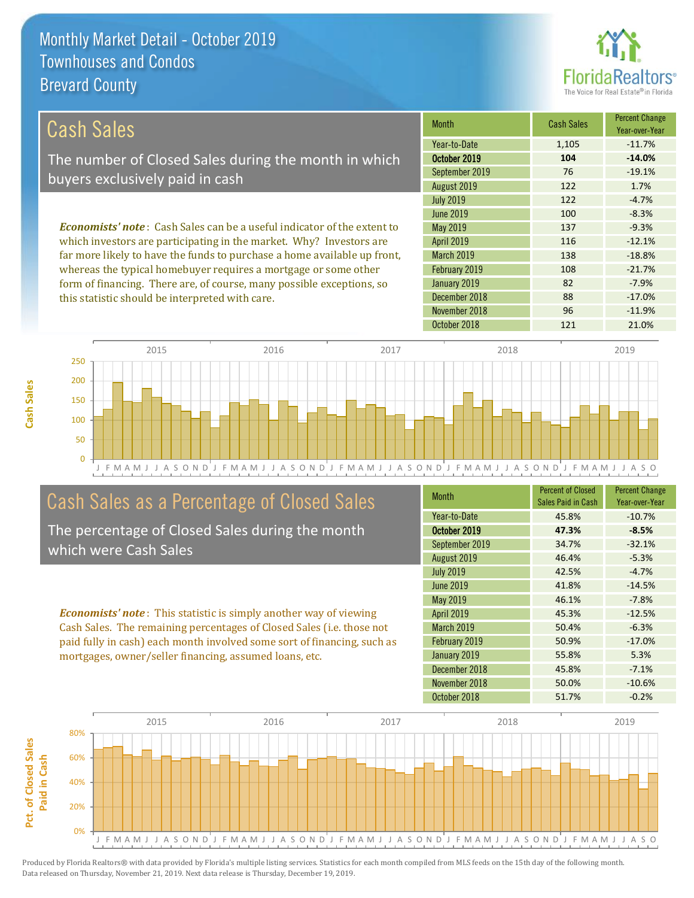# Monthly Market Detail - October 2019
## Townhouses and Condos
## Brevard County

## Cash Sales

The number of Closed Sales during the month in which buyers exclusively paid in cash

***Economists' note***: Cash Sales can be a useful indicator of the extent to which investors are participating in the market. Why? Investors are far more likely to have the funds to purchase a home available up front, whereas the typical homebuyer requires a mortgage or some other form of financing. There are, of course, many possible exceptions, so this statistic should be interpreted with care.

| Month | Cash Sales | Percent Change Year-over-Year |
|---|---|---|
| Year-to-Date | 1,105 | -11.7% |
| **October 2019** | **104** | **-14.0%** |
| September 2019 | 76 | -19.1% |
| August 2019 | 122 | 1.7% |
| July 2019 | 122 | -4.7% |
| June 2019 | 100 | -8.3% |
| May 2019 | 137 | -9.3% |
| April 2019 | 116 | -12.1% |
| March 2019 | 138 | -18.8% |
| February 2019 | 108 | -21.7% |
| January 2019 | 82 | -7.9% |
| December 2018 | 88 | -17.0% |
| November 2018 | 96 | -11.9% |
| October 2018 | 121 | 21.0% |

## Cash Sales as a Percentage of Closed Sales

The percentage of Closed Sales during the month which were Cash Sales

***Economists' note***: This statistic is simply another way of viewing Cash Sales. The remaining percentages of Closed Sales (i.e. those not paid fully in cash) each month involved some sort of financing, such as mortgages, owner/seller financing, assumed loans, etc.

| Month | Percent of Closed Sales Paid in Cash | Percent Change Year-over-Year |
|---|---|---|
| Year-to-Date | 45.8% | -10.7% |
| **October 2019** | **47.3%** | **-8.5%** |
| September 2019 | 34.7% | -32.1% |
| August 2019 | 46.4% | -5.3% |
| July 2019 | 42.5% | -4.7% |
| June 2019 | 41.8% | -14.5% |
| May 2019 | 46.1% | -7.8% |
| April 2019 | 45.3% | -12.5% |
| March 2019 | 50.4% | -6.3% |
| February 2019 | 50.9% | -17.0% |
| January 2019 | 55.8% | 5.3% |
| December 2018 | 45.8% | -7.1% |
| November 2018 | 50.0% | -10.6% |
| October 2018 | 51.7% | -0.2% |

Produced by Florida Realtors® with data provided by Florida's multiple listing services. Statistics for each month compiled from MLS feeds on the 15th day of the following month. Data released on Thursday, November 21, 2019. Next data release is Thursday, December 19, 2019.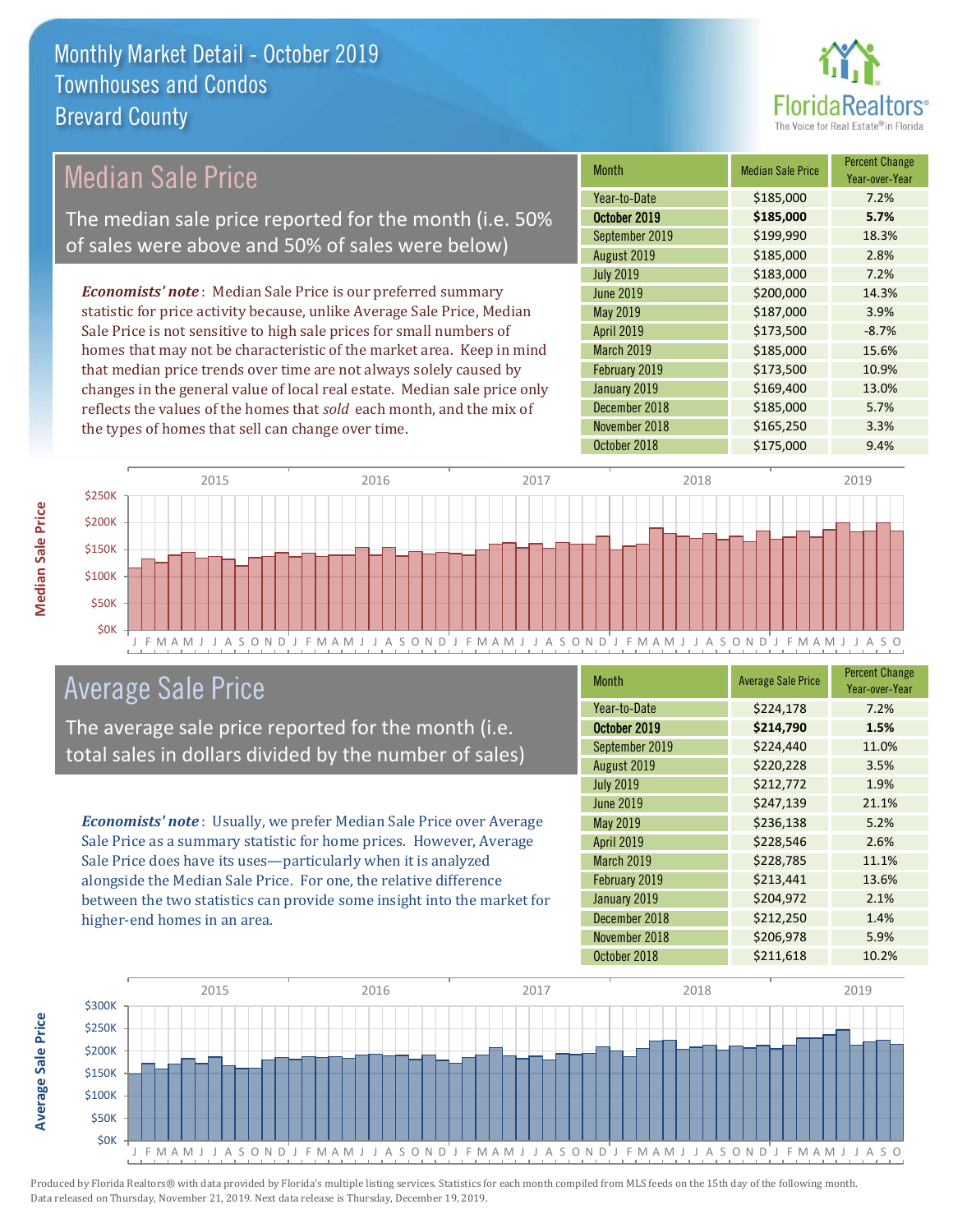# Monthly Market Detail - October 2019
## Townhouses and Condos
## Brevard County

## Median Sale Price

The median sale price reported for the month (i.e. 50% of sales were above and 50% of sales were below)

***Economists' note***: Median Sale Price is our preferred summary statistic for price activity because, unlike Average Sale Price, Median Sale Price is not sensitive to high sale prices for small numbers of homes that may not be characteristic of the market area. Keep in mind that median price trends over time are not always solely caused by changes in the general value of local real estate. Median sale price only reflects the values of the homes that *sold* each month, and the mix of the types of homes that sell can change over time.

| Month | Median Sale Price | Percent Change Year-over-Year |
|---|---|---|
| Year-to-Date | $185,000 | 7.2% |
| **October 2019** | **$185,000** | **5.7%** |
| September 2019 | $199,990 | 18.3% |
| August 2019 | $185,000 | 2.8% |
| July 2019 | $183,000 | 7.2% |
| June 2019 | $200,000 | 14.3% |
| May 2019 | $187,000 | 3.9% |
| April 2019 | $173,500 | -8.7% |
| March 2019 | $185,000 | 15.6% |
| February 2019 | $173,500 | 10.9% |
| January 2019 | $169,400 | 13.0% |
| December 2018 | $185,000 | 5.7% |
| November 2018 | $165,250 | 3.3% |
| October 2018 | $175,000 | 9.4% |

## Average Sale Price

The average sale price reported for the month (i.e. total sales in dollars divided by the number of sales)

***Economists' note***: Usually, we prefer Median Sale Price over Average Sale Price as a summary statistic for home prices. However, Average Sale Price does have its uses—particularly when it is analyzed alongside the Median Sale Price. For one, the relative difference between the two statistics can provide some insight into the market for higher-end homes in an area.

| Month | Average Sale Price | Percent Change Year-over-Year |
|---|---|---|
| Year-to-Date | $224,178 | 7.2% |
| **October 2019** | **$214,790** | **1.5%** |
| September 2019 | $224,440 | 11.0% |
| August 2019 | $220,228 | 3.5% |
| July 2019 | $212,772 | 1.9% |
| June 2019 | $247,139 | 21.1% |
| May 2019 | $236,138 | 5.2% |
| April 2019 | $228,546 | 2.6% |
| March 2019 | $228,785 | 11.1% |
| February 2019 | $213,441 | 13.6% |
| January 2019 | $204,972 | 2.1% |
| December 2018 | $212,250 | 1.4% |
| November 2018 | $206,978 | 5.9% |
| October 2018 | $211,618 | 10.2% |

Produced by Florida Realtors® with data provided by Florida's multiple listing services. Statistics for each month compiled from MLS feeds on the 15th day of the following month. Data released on Thursday, November 21, 2019. Next data release is Thursday, December 19, 2019.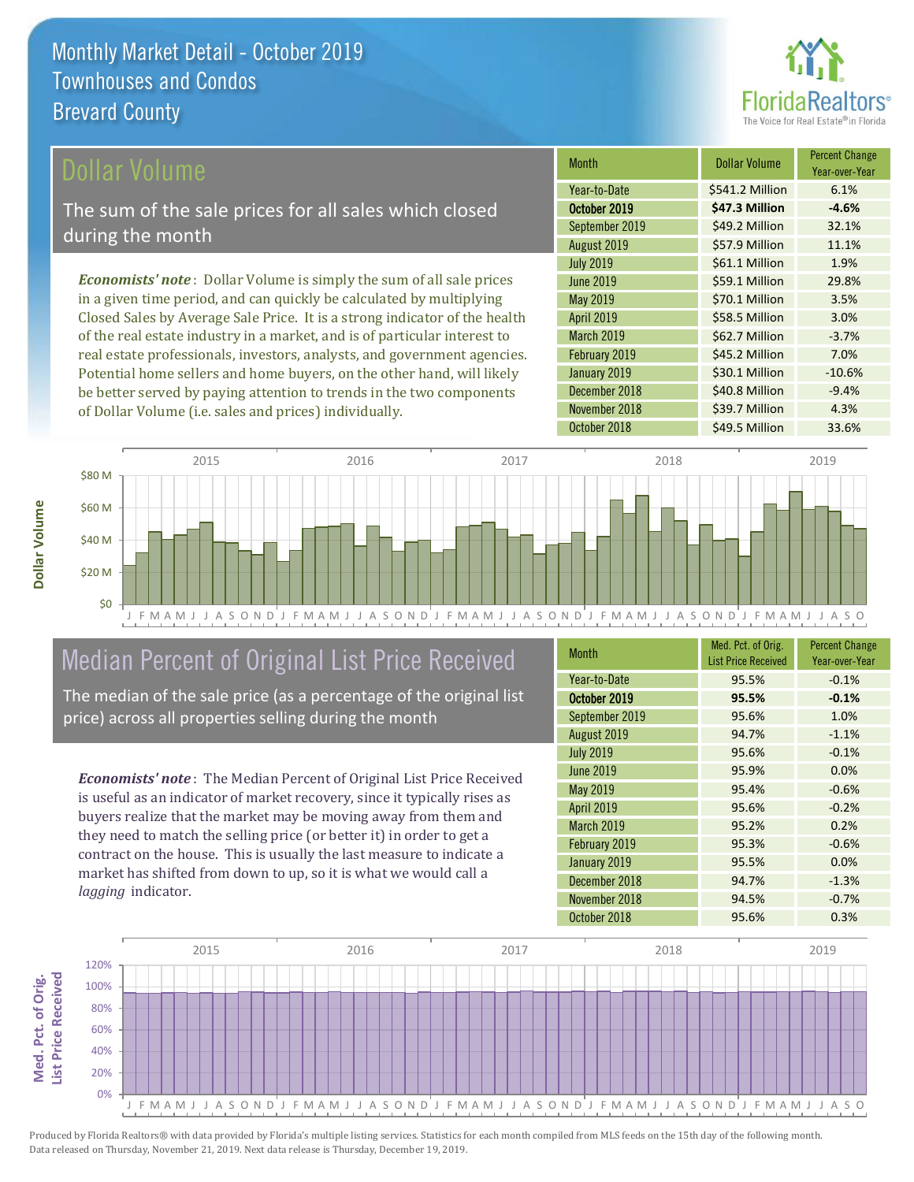# Monthly Market Detail - October 2019
## Townhouses and Condos
## Brevard County

## Dollar Volume

The sum of the sale prices for all sales which closed during the month

*Economists' note*: Dollar Volume is simply the sum of all sale prices in a given time period, and can quickly be calculated by multiplying Closed Sales by Average Sale Price. It is a strong indicator of the health of the real estate industry in a market, and is of particular interest to real estate professionals, investors, analysts, and government agencies. Potential home sellers and home buyers, on the other hand, will likely be better served by paying attention to trends in the two components of Dollar Volume (i.e. sales and prices) individually.

| Month | Dollar Volume | Percent Change Year-over-Year |
|---|---|---|
| Year-to-Date | $541.2 Million | 6.1% |
| **October 2019** | **$47.3 Million** | **-4.6%** |
| September 2019 | $49.2 Million | 32.1% |
| August 2019 | $57.9 Million | 11.1% |
| July 2019 | $61.1 Million | 1.9% |
| June 2019 | $59.1 Million | 29.8% |
| May 2019 | $70.1 Million | 3.5% |
| April 2019 | $58.5 Million | 3.0% |
| March 2019 | $62.7 Million | -3.7% |
| February 2019 | $45.2 Million | 7.0% |
| January 2019 | $30.1 Million | -10.6% |
| December 2018 | $40.8 Million | -9.4% |
| November 2018 | $39.7 Million | 4.3% |
| October 2018 | $49.5 Million | 33.6% |

## Median Percent of Original List Price Received

The median of the sale price (as a percentage of the original list price) across all properties selling during the month

*Economists' note*: The Median Percent of Original List Price Received is useful as an indicator of market recovery, since it typically rises as buyers realize that the market may be moving away from them and they need to match the selling price (or better it) in order to get a contract on the house. This is usually the last measure to indicate a market has shifted from down to up, so it is what we would call a *lagging* indicator.

| Month | Med. Pct. of Orig. List Price Received | Percent Change Year-over-Year |
|---|---|---|
| Year-to-Date | 95.5% | -0.1% |
| **October 2019** | **95.5%** | **-0.1%** |
| September 2019 | 95.6% | 1.0% |
| August 2019 | 94.7% | -1.1% |
| July 2019 | 95.6% | -0.1% |
| June 2019 | 95.9% | 0.0% |
| May 2019 | 95.4% | -0.6% |
| April 2019 | 95.6% | -0.2% |
| March 2019 | 95.2% | 0.2% |
| February 2019 | 95.3% | -0.6% |
| January 2019 | 95.5% | 0.0% |
| December 2018 | 94.7% | -1.3% |
| November 2018 | 94.5% | -0.7% |
| October 2018 | 95.6% | 0.3% |

Produced by Florida Realtors® with data provided by Florida's multiple listing services. Statistics for each month compiled from MLS feeds on the 15th day of the following month. Data released on Thursday, November 21, 2019. Next data release is Thursday, December 19, 2019.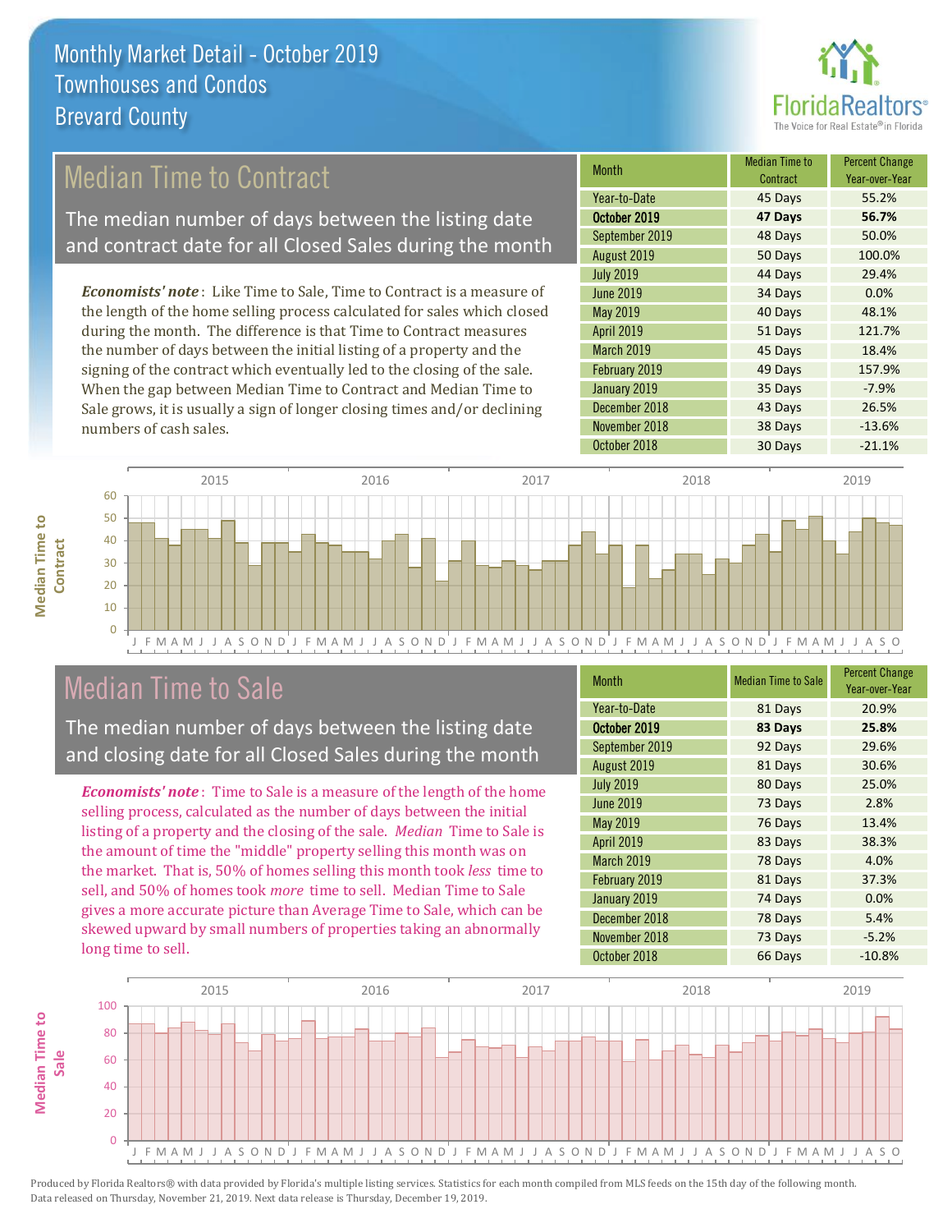# Monthly Market Detail - October 2019
## Townhouses and Condos
## Brevard County

## Median Time to Contract

The median number of days between the listing date and contract date for all Closed Sales during the month

***Economists' note***: Like Time to Sale, Time to Contract is a measure of the length of the home selling process calculated for sales which closed during the month. The difference is that Time to Contract measures the number of days between the initial listing of a property and the signing of the contract which eventually led to the closing of the sale. When the gap between Median Time to Contract and Median Time to Sale grows, it is usually a sign of longer closing times and/or declining numbers of cash sales.

| Month | Median Time to Contract | Percent Change Year-over-Year |
|---|---|---|
| Year-to-Date | 45 Days | 55.2% |
| **October 2019** | **47 Days** | **56.7%** |
| September 2019 | 48 Days | 50.0% |
| August 2019 | 50 Days | 100.0% |
| July 2019 | 44 Days | 29.4% |
| June 2019 | 34 Days | 0.0% |
| May 2019 | 40 Days | 48.1% |
| April 2019 | 51 Days | 121.7% |
| March 2019 | 45 Days | 18.4% |
| February 2019 | 49 Days | 157.9% |
| January 2019 | 35 Days | -7.9% |
| December 2018 | 43 Days | 26.5% |
| November 2018 | 38 Days | -13.6% |
| October 2018 | 30 Days | -21.1% |

## Median Time to Sale

The median number of days between the listing date and closing date for all Closed Sales during the month

***Economists' note***: Time to Sale is a measure of the length of the home selling process, calculated as the number of days between the initial listing of a property and the closing of the sale. *Median* Time to Sale is the amount of time the "middle" property selling this month was on the market. That is, 50% of homes selling this month took *less* time to sell, and 50% of homes took *more* time to sell. Median Time to Sale gives a more accurate picture than Average Time to Sale, which can be skewed upward by small numbers of properties taking an abnormally long time to sell.

| Month | Median Time to Sale | Percent Change Year-over-Year |
|---|---|---|
| Year-to-Date | 81 Days | 20.9% |
| **October 2019** | **83 Days** | **25.8%** |
| September 2019 | 92 Days | 29.6% |
| August 2019 | 81 Days | 30.6% |
| July 2019 | 80 Days | 25.0% |
| June 2019 | 73 Days | 2.8% |
| May 2019 | 76 Days | 13.4% |
| April 2019 | 83 Days | 38.3% |
| March 2019 | 78 Days | 4.0% |
| February 2019 | 81 Days | 37.3% |
| January 2019 | 74 Days | 0.0% |
| December 2018 | 78 Days | 5.4% |
| November 2018 | 73 Days | -5.2% |
| October 2018 | 66 Days | -10.8% |

Produced by Florida Realtors® with data provided by Florida's multiple listing services. Statistics for each month compiled from MLS feeds on the 15th day of the following month. Data released on Thursday, November 21, 2019. Next data release is Thursday, December 19, 2019.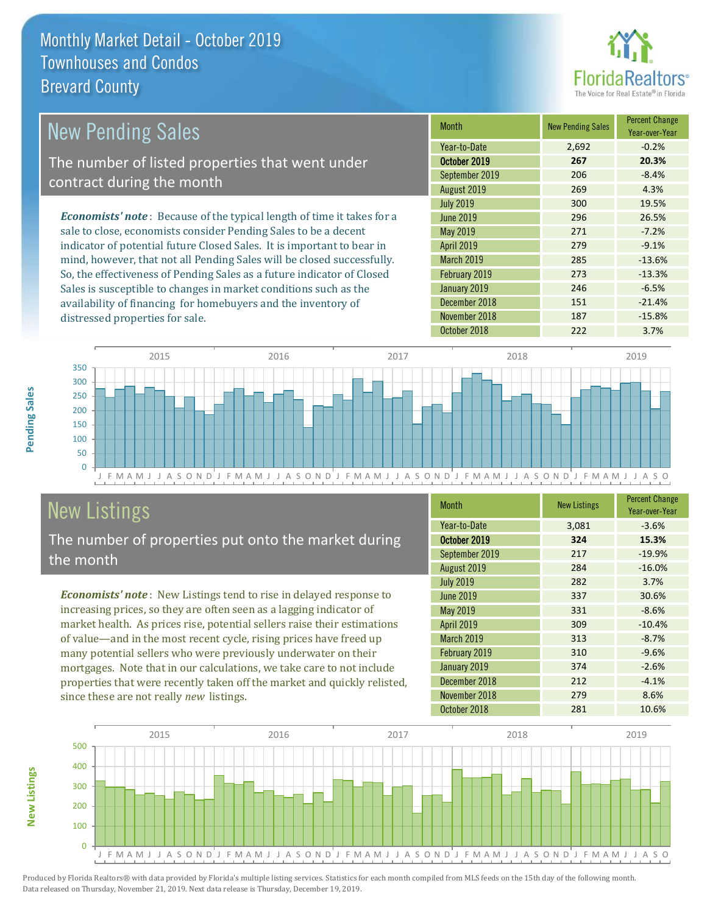# Monthly Market Detail - October 2019
## Townhouses and Condos
## Brevard County

## New Pending Sales

The number of listed properties that went under contract during the month

*Economists' note*: Because of the typical length of time it takes for a sale to close, economists consider Pending Sales to be a decent indicator of potential future Closed Sales. It is important to bear in mind, however, that not all Pending Sales will be closed successfully. So, the effectiveness of Pending Sales as a future indicator of Closed Sales is susceptible to changes in market conditions such as the availability of financing for homebuyers and the inventory of distressed properties for sale.

| Month | New Pending Sales | Percent Change Year-over-Year |
|---|---|---|
| Year-to-Date | 2,692 | -0.2% |
| **October 2019** | **267** | **20.3%** |
| September 2019 | 206 | -8.4% |
| August 2019 | 269 | 4.3% |
| July 2019 | 300 | 19.5% |
| June 2019 | 296 | 26.5% |
| May 2019 | 271 | -7.2% |
| April 2019 | 279 | -9.1% |
| March 2019 | 285 | -13.6% |
| February 2019 | 273 | -13.3% |
| January 2019 | 246 | -6.5% |
| December 2018 | 151 | -21.4% |
| November 2018 | 187 | -15.8% |
| October 2018 | 222 | 3.7% |

## New Listings

The number of properties put onto the market during the month

*Economists' note*: New Listings tend to rise in delayed response to increasing prices, so they are often seen as a lagging indicator of market health. As prices rise, potential sellers raise their estimations of value—and in the most recent cycle, rising prices have freed up many potential sellers who were previously underwater on their mortgages. Note that in our calculations, we take care to not include properties that were recently taken off the market and quickly relisted, since these are not really *new* listings.

| Month | New Listings | Percent Change Year-over-Year |
|---|---|---|
| Year-to-Date | 3,081 | -3.6% |
| **October 2019** | **324** | **15.3%** |
| September 2019 | 217 | -19.9% |
| August 2019 | 284 | -16.0% |
| July 2019 | 282 | 3.7% |
| June 2019 | 337 | 30.6% |
| May 2019 | 331 | -8.6% |
| April 2019 | 309 | -10.4% |
| March 2019 | 313 | -8.7% |
| February 2019 | 310 | -9.6% |
| January 2019 | 374 | -2.6% |
| December 2018 | 212 | -4.1% |
| November 2018 | 279 | 8.6% |
| October 2018 | 281 | 10.6% |

Produced by Florida Realtors® with data provided by Florida's multiple listing services. Statistics for each month compiled from MLS feeds on the 15th day of the following month. Data released on Thursday, November 21, 2019. Next data release is Thursday, December 19, 2019.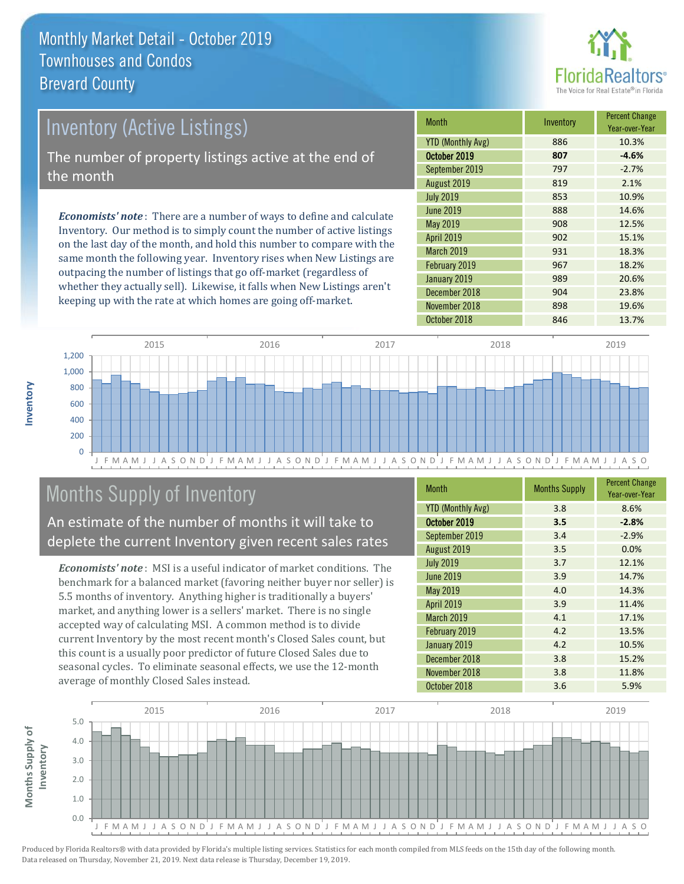# Monthly Market Detail - October 2019
## Townhouses and Condos
## Brevard County

FloridaRealtors® The Voice for Real Estate® in Florida

## Inventory (Active Listings)

The number of property listings active at the end of the month

***Economists' note***: There are a number of ways to define and calculate Inventory. Our method is to simply count the number of active listings on the last day of the month, and hold this number to compare with the same month the following year. Inventory rises when New Listings are outpacing the number of listings that go off-market (regardless of whether they actually sell). Likewise, it falls when New Listings aren't keeping up with the rate at which homes are going off-market.

| Month | Inventory | Percent Change Year-over-Year |
|---|---|---|
| YTD (Monthly Avg) | 886 | 10.3% |
| **October 2019** | **807** | **-4.6%** |
| September 2019 | 797 | -2.7% |
| August 2019 | 819 | 2.1% |
| July 2019 | 853 | 10.9% |
| June 2019 | 888 | 14.6% |
| May 2019 | 908 | 12.5% |
| April 2019 | 902 | 15.1% |
| March 2019 | 931 | 18.3% |
| February 2019 | 967 | 18.2% |
| January 2019 | 989 | 20.6% |
| December 2018 | 904 | 23.8% |
| November 2018 | 898 | 19.6% |
| October 2018 | 846 | 13.7% |

## Months Supply of Inventory

An estimate of the number of months it will take to deplete the current Inventory given recent sales rates

***Economists' note***: MSI is a useful indicator of market conditions. The benchmark for a balanced market (favoring neither buyer nor seller) is 5.5 months of inventory. Anything higher is traditionally a buyers' market, and anything lower is a sellers' market. There is no single accepted way of calculating MSI. A common method is to divide current Inventory by the most recent month's Closed Sales count, but this count is a usually poor predictor of future Closed Sales due to seasonal cycles. To eliminate seasonal effects, we use the 12-month average of monthly Closed Sales instead.

| Month | Months Supply | Percent Change Year-over-Year |
|---|---|---|
| YTD (Monthly Avg) | 3.8 | 8.6% |
| **October 2019** | **3.5** | **-2.8%** |
| September 2019 | 3.4 | -2.9% |
| August 2019 | 3.5 | 0.0% |
| July 2019 | 3.7 | 12.1% |
| June 2019 | 3.9 | 14.7% |
| May 2019 | 4.0 | 14.3% |
| April 2019 | 3.9 | 11.4% |
| March 2019 | 4.1 | 17.1% |
| February 2019 | 4.2 | 13.5% |
| January 2019 | 4.2 | 10.5% |
| December 2018 | 3.8 | 15.2% |
| November 2018 | 3.8 | 11.8% |
| October 2018 | 3.6 | 5.9% |

Produced by Florida Realtors® with data provided by Florida's multiple listing services. Statistics for each month compiled from MLS feeds on the 15th day of the following month. Data released on Thursday, November 21, 2019. Next data release is Thursday, December 19, 2019.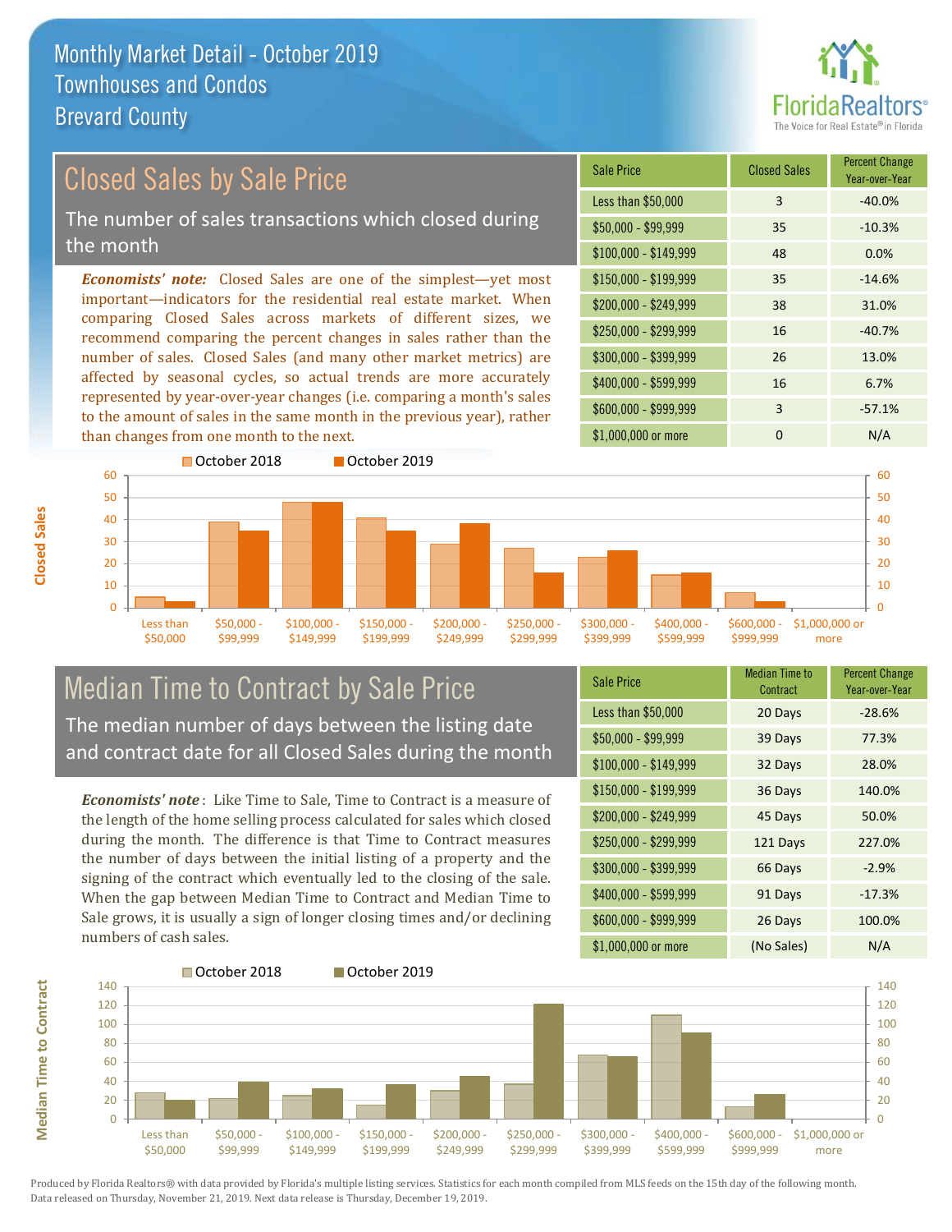# Monthly Market Detail - October 2019
## Townhouses and Condos
## Brevard County

## Closed Sales by Sale Price

The number of sales transactions which closed during the month

*Economists' note:* Closed Sales are one of the simplest—yet most important—indicators for the residential real estate market. When comparing Closed Sales across markets of different sizes, we recommend comparing the percent changes in sales rather than the number of sales. Closed Sales (and many other market metrics) are affected by seasonal cycles, so actual trends are more accurately represented by year-over-year changes (i.e. comparing a month's sales to the amount of sales in the same month in the previous year), rather than changes from one month to the next.

| Sale Price | Closed Sales | Percent Change Year-over-Year |
|---|---|---|
| Less than $50,000 | 3 | -40.0% |
| $50,000 - $99,999 | 35 | -10.3% |
| $100,000 - $149,999 | 48 | 0.0% |
| $150,000 - $199,999 | 35 | -14.6% |
| $200,000 - $249,999 | 38 | 31.0% |
| $250,000 - $299,999 | 16 | -40.7% |
| $300,000 - $399,999 | 26 | 13.0% |
| $400,000 - $599,999 | 16 | 6.7% |
| $600,000 - $999,999 | 3 | -57.1% |
| $1,000,000 or more | 0 | N/A |

## Median Time to Contract by Sale Price

The median number of days between the listing date and contract date for all Closed Sales during the month

*Economists' note*: Like Time to Sale, Time to Contract is a measure of the length of the home selling process calculated for sales which closed during the month. The difference is that Time to Contract measures the number of days between the initial listing of a property and the signing of the contract which eventually led to the closing of the sale. When the gap between Median Time to Contract and Median Time to Sale grows, it is usually a sign of longer closing times and/or declining numbers of cash sales.

| Sale Price | Median Time to Contract | Percent Change Year-over-Year |
|---|---|---|
| Less than $50,000 | 20 Days | -28.6% |
| $50,000 - $99,999 | 39 Days | 77.3% |
| $100,000 - $149,999 | 32 Days | 28.0% |
| $150,000 - $199,999 | 36 Days | 140.0% |
| $200,000 - $249,999 | 45 Days | 50.0% |
| $250,000 - $299,999 | 121 Days | 227.0% |
| $300,000 - $399,999 | 66 Days | -2.9% |
| $400,000 - $599,999 | 91 Days | -17.3% |
| $600,000 - $999,999 | 26 Days | 100.0% |
| $1,000,000 or more | (No Sales) | N/A |

Produced by Florida Realtors® with data provided by Florida's multiple listing services. Statistics for each month compiled from MLS feeds on the 15th day of the following month. Data released on Thursday, November 21, 2019. Next data release is Thursday, December 19, 2019.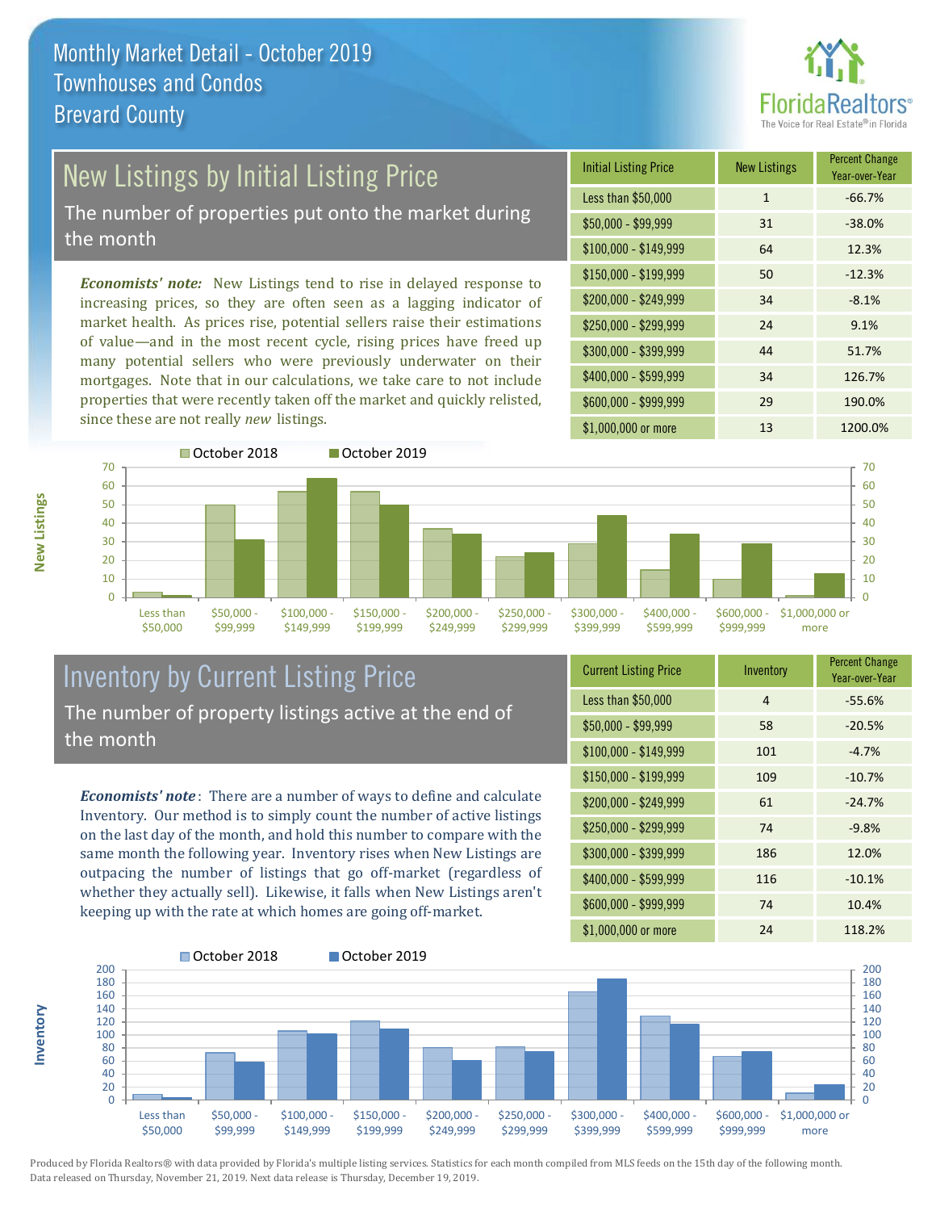# Monthly Market Detail - October 2019
## Townhouses and Condos
## Brevard County

## New Listings by Initial Listing Price

The number of properties put onto the market during the month

*Economists' note:* New Listings tend to rise in delayed response to increasing prices, so they are often seen as a lagging indicator of market health. As prices rise, potential sellers raise their estimations of value—and in the most recent cycle, rising prices have freed up many potential sellers who were previously underwater on their mortgages. Note that in our calculations, we take care to not include properties that were recently taken off the market and quickly relisted, since these are not really *new* listings.

| Initial Listing Price | New Listings | Percent Change Year-over-Year |
|---|---|---|
| Less than $50,000 | 1 | -66.7% |
| $50,000 - $99,999 | 31 | -38.0% |
| $100,000 - $149,999 | 64 | 12.3% |
| $150,000 - $199,999 | 50 | -12.3% |
| $200,000 - $249,999 | 34 | -8.1% |
| $250,000 - $299,999 | 24 | 9.1% |
| $300,000 - $399,999 | 44 | 51.7% |
| $400,000 - $599,999 | 34 | 126.7% |
| $600,000 - $999,999 | 29 | 190.0% |
| $1,000,000 or more | 13 | 1200.0% |

## Inventory by Current Listing Price

The number of property listings active at the end of the month

*Economists' note*: There are a number of ways to define and calculate Inventory. Our method is to simply count the number of active listings on the last day of the month, and hold this number to compare with the same month the following year. Inventory rises when New Listings are outpacing the number of listings that go off-market (regardless of whether they actually sell). Likewise, it falls when New Listings aren't keeping up with the rate at which homes are going off-market.

| Current Listing Price | Inventory | Percent Change Year-over-Year |
|---|---|---|
| Less than $50,000 | 4 | -55.6% |
| $50,000 - $99,999 | 58 | -20.5% |
| $100,000 - $149,999 | 101 | -4.7% |
| $150,000 - $199,999 | 109 | -10.7% |
| $200,000 - $249,999 | 61 | -24.7% |
| $250,000 - $299,999 | 74 | -9.8% |
| $300,000 - $399,999 | 186 | 12.0% |
| $400,000 - $599,999 | 116 | -10.1% |
| $600,000 - $999,999 | 74 | 10.4% |
| $1,000,000 or more | 24 | 118.2% |

Produced by Florida Realtors® with data provided by Florida's multiple listing services. Statistics for each month compiled from MLS feeds on the 15th day of the following month. Data released on Thursday, November 21, 2019. Next data release is Thursday, December 19, 2019.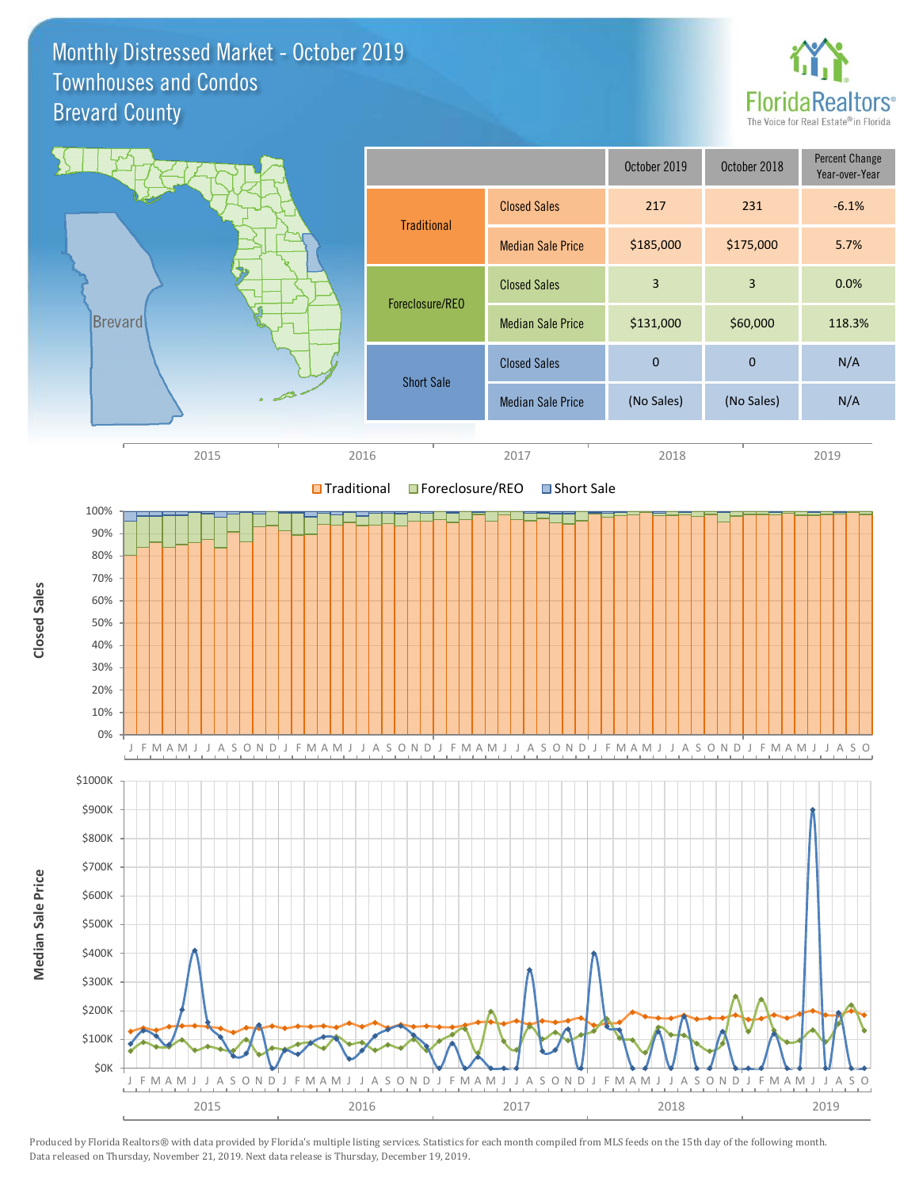# Monthly Distressed Market - October 2019
## Townhouses and Condos
## Brevard County

FloridaRealtors®
The Voice for Real Estate® in Florida

Brevard

| | | October 2019 | October 2018 | Percent Change Year-over-Year |
|---|---|---|---|---|
| Traditional | Closed Sales | 217 | 231 | -6.1% |
| | Median Sale Price | $185,000 | $175,000 | 5.7% |
| Foreclosure/REO | Closed Sales | 3 | 3 | 0.0% |
| | Median Sale Price | $131,000 | $60,000 | 118.3% |
| Short Sale | Closed Sales | 0 | 0 | N/A |
| | Median Sale Price | (No Sales) | (No Sales) | N/A |

2015 2016 2017 2018 2019

Traditional Foreclosure/REO Short Sale

Closed Sales

100% 90% 80% 70% 60% 50% 40% 30% 20% 10% 0%

J F M A M J J A S O N D J F M A M J J A S O N D J F M A M J J A S O N D J F M A M J J A S O N D J F M A M J J A S O

Median Sale Price

$1000K $900K $800K $700K $600K $500K $400K $300K $200K $100K $0K

J F M A M J J A S O N D J F M A M J J A S O N D J F M A M J J A S O N D J F M A M J J A S O N D J F M A M J J A S O

2015 2016 2017 2018 2019

Produced by Florida Realtors® with data provided by Florida's multiple listing services. Statistics for each month compiled from MLS feeds on the 15th day of the following month. Data released on Thursday, November 21, 2019. Next data release is Thursday, December 19, 2019.